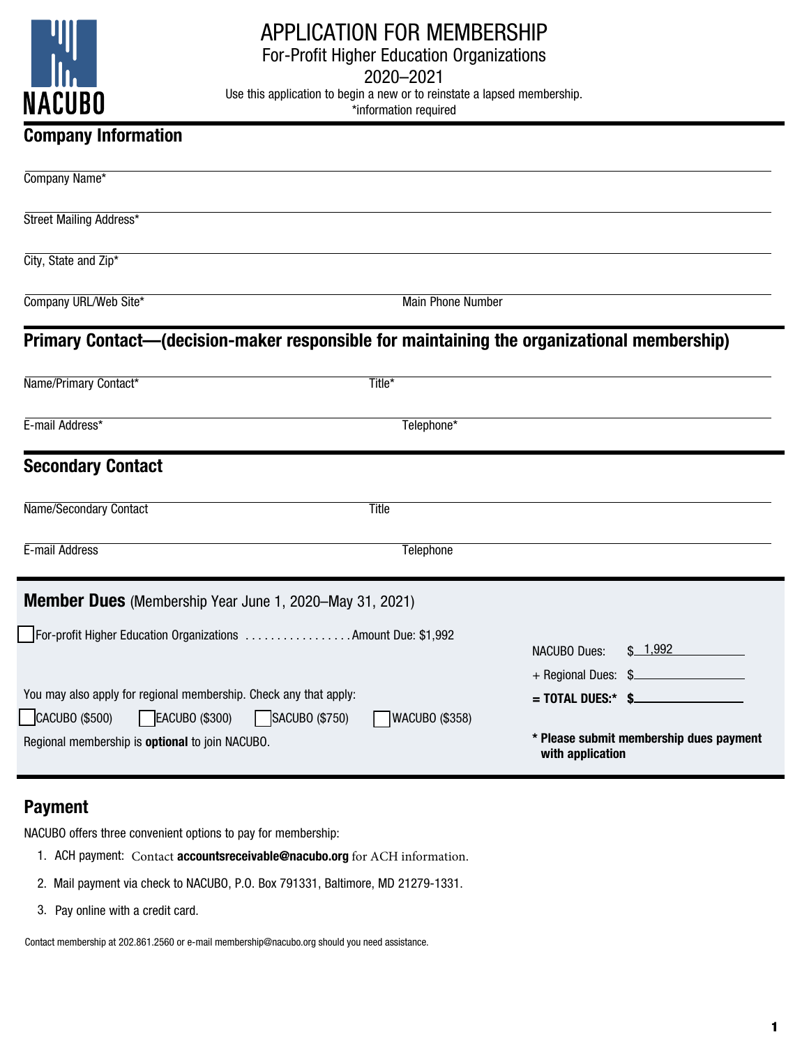NACUBO

# APPLICATION FOR MEMBERSHIP

For-Profit Higher Education Organizations

2020–2021

Use this application to begin a new or to reinstate a lapsed membership.

*information required

## Company Information

Company Name* ______________________________

Street Mailing Address* ______________________________

City, State and Zip* ______________________________

Company URL/Web Site* ______________________________ Main Phone Number ______________________________

## Primary Contact—(decision-maker responsible for maintaining the organizational membership)

Name/Primary Contact* ______________________________ Title* ______________________________

E-mail Address* ______________________________ Telephone* ______________________________

## Secondary Contact

Name/Secondary Contact ______________________________ Title ______________________________

E-mail Address ______________________________ Telephone ______________________________

## Member Dues (Membership Year June 1, 2020–May 31, 2021)

☐ For-profit Higher Education Organizations . . . . . . . . . . . . . . . . Amount Due: $1,992

You may also apply for regional membership. Check any that apply:

☐ CACUBO ($500) ☐ EACUBO ($300) ☐ SACUBO ($750) ☐ WACUBO ($358)

Regional membership is **optional** to join NACUBO.

NACUBO Dues: $ 1,992

+ Regional Dues: $ ____________

**= TOTAL DUES:* $** ____________

*** Please submit membership dues payment with application**

## Payment

NACUBO offers three convenient options to pay for membership:

1. ACH payment: Contact **accountsreceivable@nacubo.org** for ACH information.
2. Mail payment via check to NACUBO, P.O. Box 791331, Baltimore, MD 21279-1331.
3. Pay online with a credit card.

Contact membership at 202.861.2560 or e-mail membership@nacubo.org should you need assistance.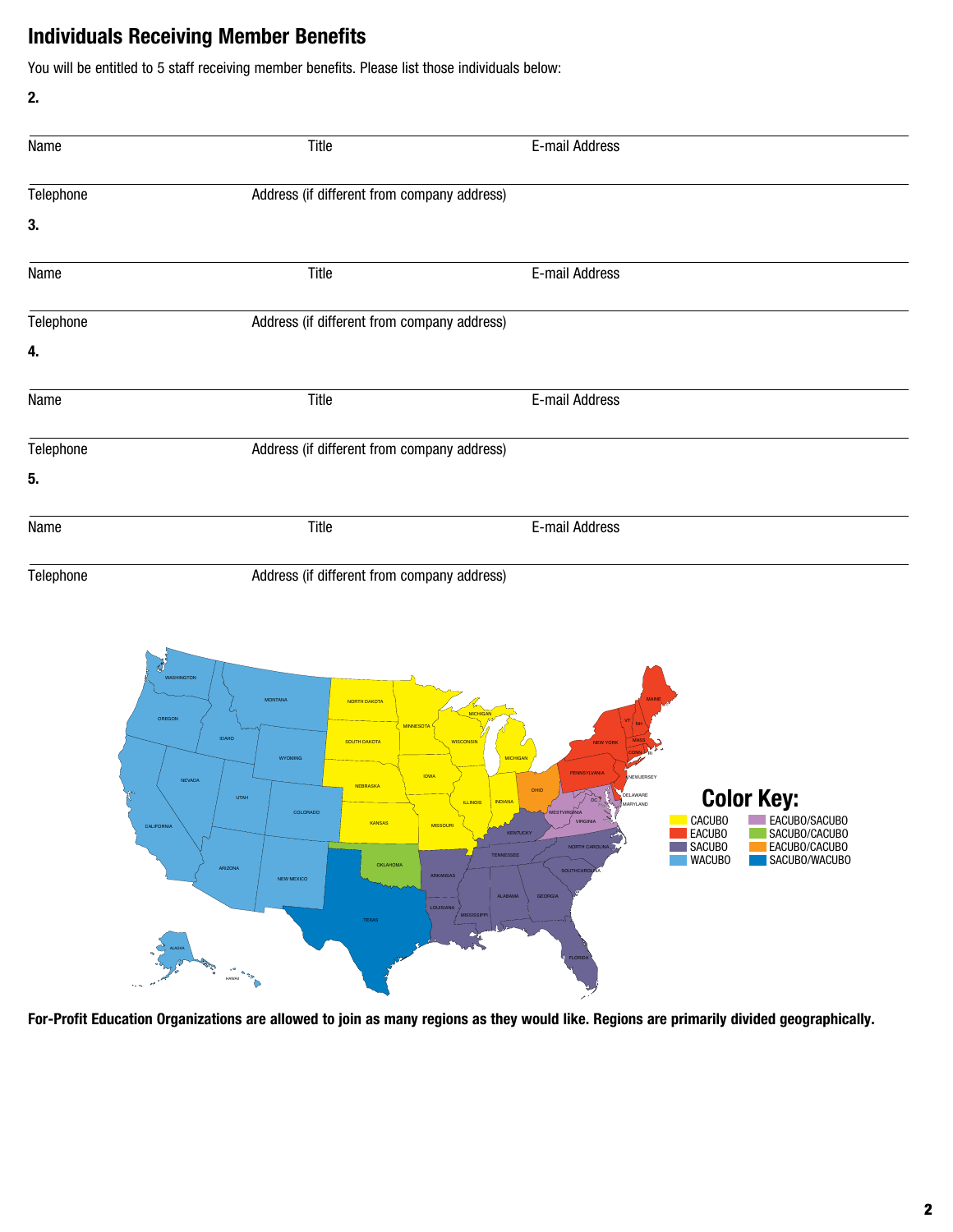## Individuals Receiving Member Benefits

You will be entitled to 5 staff receiving member benefits. Please list those individuals below:

**2.**

Name | Title | E-mail Address

Telephone | Address (if different from company address)

**3.**

Name | Title | E-mail Address

Telephone | Address (if different from company address)

**4.**

Name | Title | E-mail Address

Telephone | Address (if different from company address)

**5.**

Name | Title | E-mail Address

Telephone | Address (if different from company address)

**Color Key:**

CACUBO
EACUBO
SACUBO
WACUBO
EACUBO/SACUBO
SACUBO/CACUBO
EACUBO/CACUBO
SACUBO/WACUBO

**For-Profit Education Organizations are allowed to join as many regions as they would like. Regions are primarily divided geographically.**